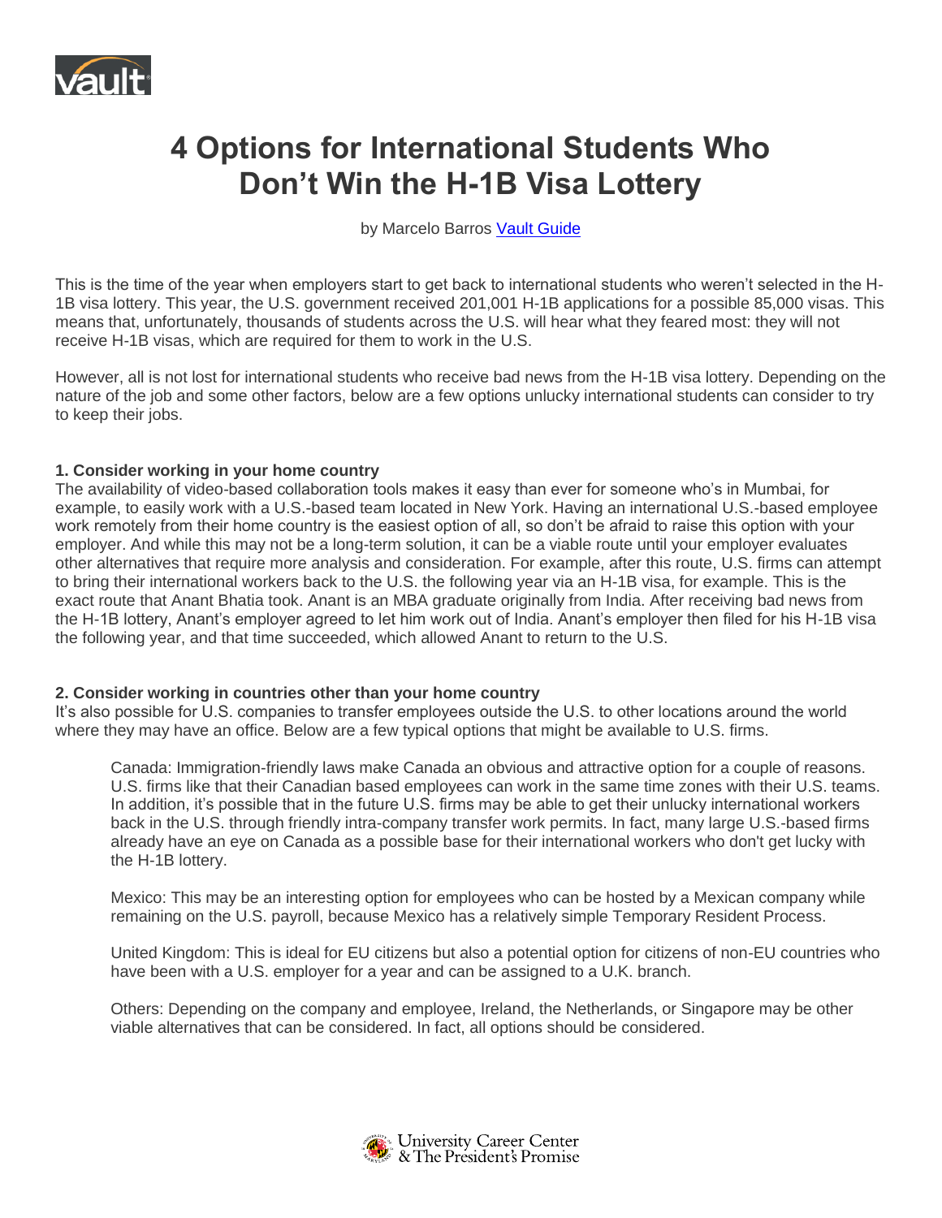# 4 Options for International Students Who Don't Win the H-1B Visa Lottery

by Marcelo Barros Vault Guide

This is the time of the year when employers start to get back to international students who weren't selected in the H-1B visa lottery. This year, the U.S. government received 201,001 H-1B applications for a possible 85,000 visas. This means that, unfortunately, thousands of students across the U.S. will hear what they feared most: they will not receive H-1B visas, which are required for them to work in the U.S.

However, all is not lost for international students who receive bad news from the H-1B visa lottery. Depending on the nature of the job and some other factors, below are a few options unlucky international students can consider to try to keep their jobs.

**1. Consider working in your home country**

The availability of video-based collaboration tools makes it easy than ever for someone who's in Mumbai, for example, to easily work with a U.S.-based team located in New York. Having an international U.S.-based employee work remotely from their home country is the easiest option of all, so don't be afraid to raise this option with your employer. And while this may not be a long-term solution, it can be a viable route until your employer evaluates other alternatives that require more analysis and consideration. For example, after this route, U.S. firms can attempt to bring their international workers back to the U.S. the following year via an H-1B visa, for example. This is the exact route that Anant Bhatia took. Anant is an MBA graduate originally from India. After receiving bad news from the H-1B lottery, Anant's employer agreed to let him work out of India. Anant's employer then filed for his H-1B visa the following year, and that time succeeded, which allowed Anant to return to the U.S.

**2. Consider working in countries other than your home country**

It's also possible for U.S. companies to transfer employees outside the U.S. to other locations around the world where they may have an office. Below are a few typical options that might be available to U.S. firms.

Canada: Immigration-friendly laws make Canada an obvious and attractive option for a couple of reasons. U.S. firms like that their Canadian based employees can work in the same time zones with their U.S. teams. In addition, it's possible that in the future U.S. firms may be able to get their unlucky international workers back in the U.S. through friendly intra-company transfer work permits. In fact, many large U.S.-based firms already have an eye on Canada as a possible base for their international workers who don't get lucky with the H-1B lottery.

Mexico: This may be an interesting option for employees who can be hosted by a Mexican company while remaining on the U.S. payroll, because Mexico has a relatively simple Temporary Resident Process.

United Kingdom: This is ideal for EU citizens but also a potential option for citizens of non-EU countries who have been with a U.S. employer for a year and can be assigned to a U.K. branch.

Others: Depending on the company and employee, Ireland, the Netherlands, or Singapore may be other viable alternatives that can be considered. In fact, all options should be considered.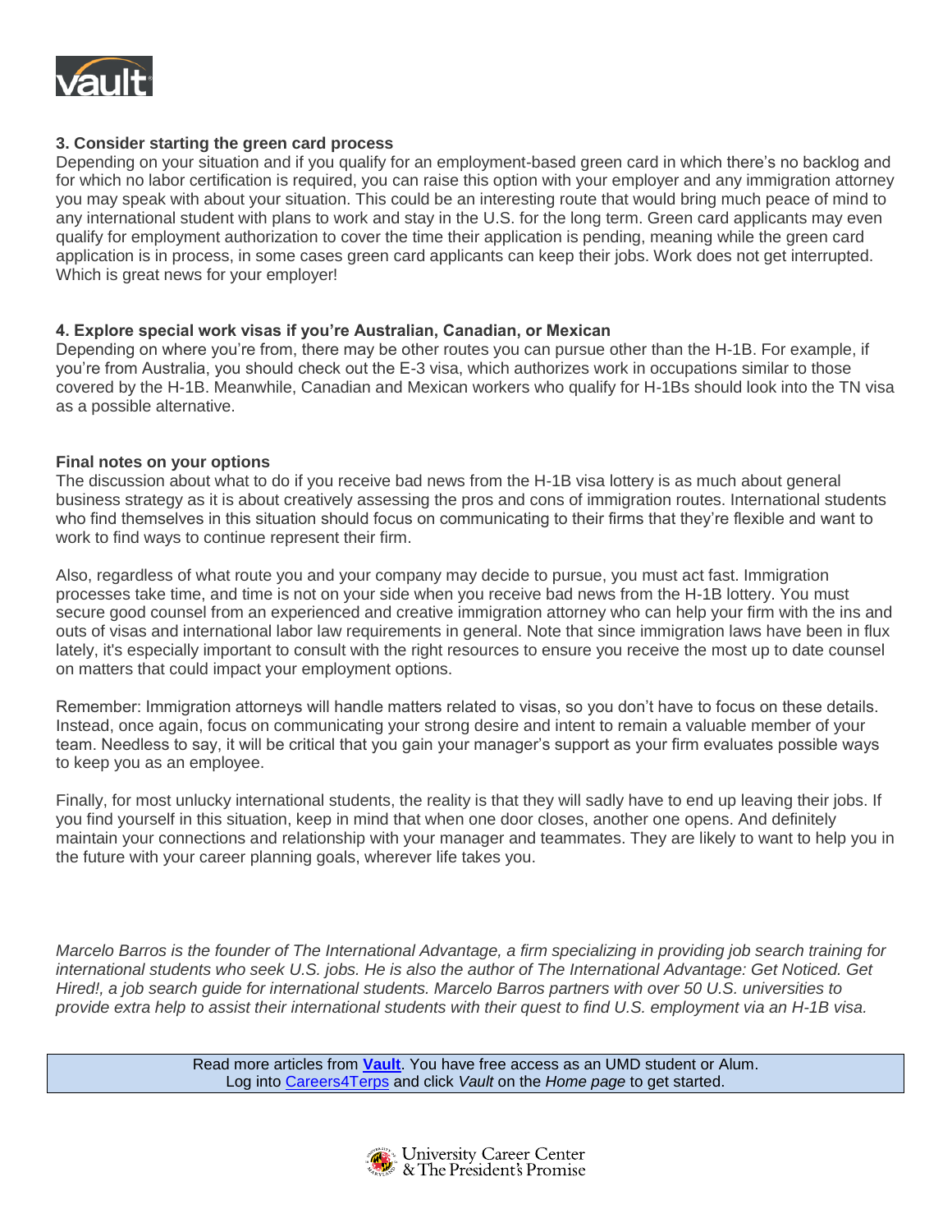### 3. Consider starting the green card process

Depending on your situation and if you qualify for an employment-based green card in which there's no backlog and for which no labor certification is required, you can raise this option with your employer and any immigration attorney you may speak with about your situation. This could be an interesting route that would bring much peace of mind to any international student with plans to work and stay in the U.S. for the long term. Green card applicants may even qualify for employment authorization to cover the time their application is pending, meaning while the green card application is in process, in some cases green card applicants can keep their jobs. Work does not get interrupted. Which is great news for your employer!

### 4. Explore special work visas if you're Australian, Canadian, or Mexican

Depending on where you're from, there may be other routes you can pursue other than the H-1B. For example, if you're from Australia, you should check out the E-3 visa, which authorizes work in occupations similar to those covered by the H-1B. Meanwhile, Canadian and Mexican workers who qualify for H-1Bs should look into the TN visa as a possible alternative.

### Final notes on your options

The discussion about what to do if you receive bad news from the H-1B visa lottery is as much about general business strategy as it is about creatively assessing the pros and cons of immigration routes. International students who find themselves in this situation should focus on communicating to their firms that they're flexible and want to work to find ways to continue represent their firm.

Also, regardless of what route you and your company may decide to pursue, you must act fast. Immigration processes take time, and time is not on your side when you receive bad news from the H-1B lottery. You must secure good counsel from an experienced and creative immigration attorney who can help your firm with the ins and outs of visas and international labor law requirements in general. Note that since immigration laws have been in flux lately, it's especially important to consult with the right resources to ensure you receive the most up to date counsel on matters that could impact your employment options.

Remember: Immigration attorneys will handle matters related to visas, so you don't have to focus on these details. Instead, once again, focus on communicating your strong desire and intent to remain a valuable member of your team. Needless to say, it will be critical that you gain your manager's support as your firm evaluates possible ways to keep you as an employee.

Finally, for most unlucky international students, the reality is that they will sadly have to end up leaving their jobs. If you find yourself in this situation, keep in mind that when one door closes, another one opens. And definitely maintain your connections and relationship with your manager and teammates. They are likely to want to help you in the future with your career planning goals, wherever life takes you.

*Marcelo Barros is the founder of The International Advantage, a firm specializing in providing job search training for international students who seek U.S. jobs. He is also the author of The International Advantage: Get Noticed. Get Hired!, a job search guide for international students. Marcelo Barros partners with over 50 U.S. universities to provide extra help to assist their international students with their quest to find U.S. employment via an H-1B visa.*

Read more articles from **Vault**. You have free access as an UMD student or Alum.
Log into Careers4Terps and click *Vault* on the *Home page* to get started.

University Career Center
& The President's Promise